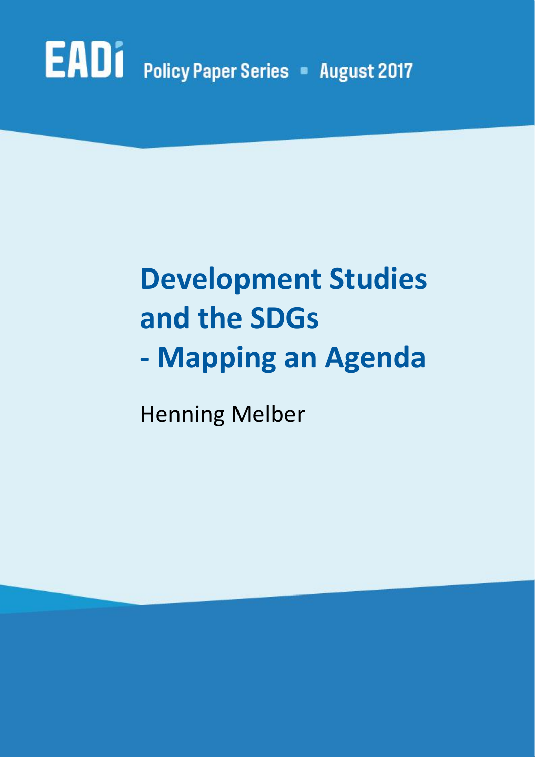EADI Policy Paper Series ▪ August 2017

# Development Studies and the SDGs - Mapping an Agenda

Henning Melber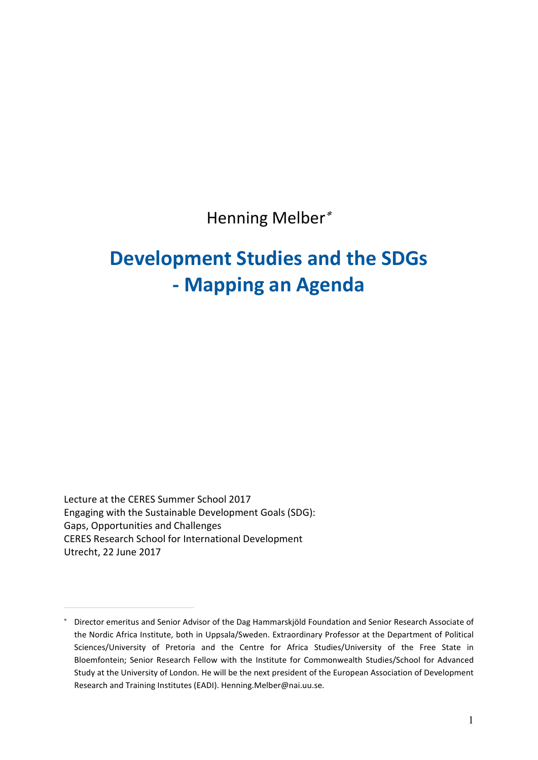Henning Melber*

# Development Studies and the SDGs - Mapping an Agenda

Lecture at the CERES Summer School 2017
Engaging with the Sustainable Development Goals (SDG):
Gaps, Opportunities and Challenges
CERES Research School for International Development
Utrecht, 22 June 2017

---

* Director emeritus and Senior Advisor of the Dag Hammarskjöld Foundation and Senior Research Associate of the Nordic Africa Institute, both in Uppsala/Sweden. Extraordinary Professor at the Department of Political Sciences/University of Pretoria and the Centre for Africa Studies/University of the Free State in Bloemfontein; Senior Research Fellow with the Institute for Commonwealth Studies/School for Advanced Study at the University of London. He will be the next president of the European Association of Development Research and Training Institutes (EADI). Henning.Melber@nai.uu.se.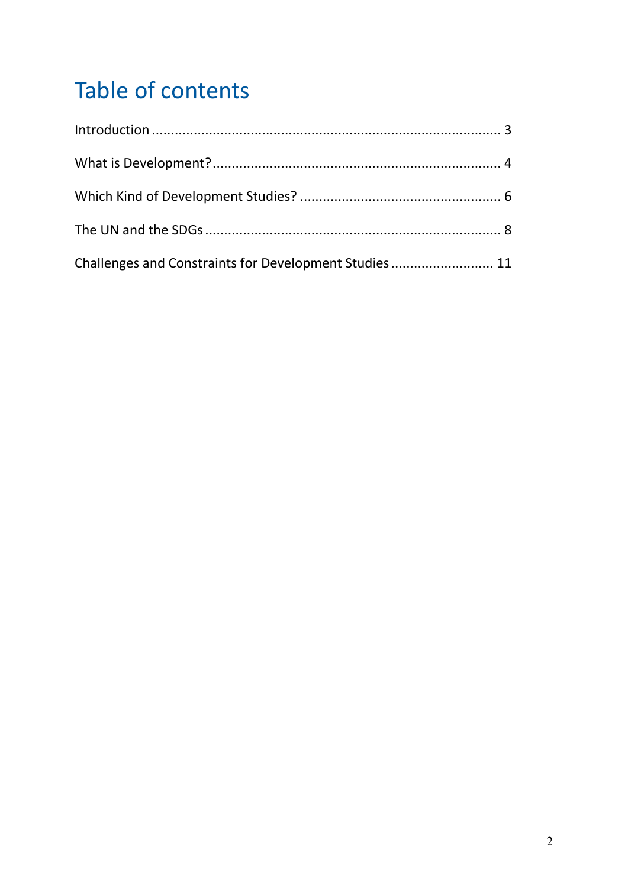# Table of contents

Introduction .......................................................................................... 3

What is Development? .......................................................................... 4

Which Kind of Development Studies? .................................................... 6

The UN and the SDGs ........................................................................... 8

Challenges and Constraints for Development Studies .......................... 11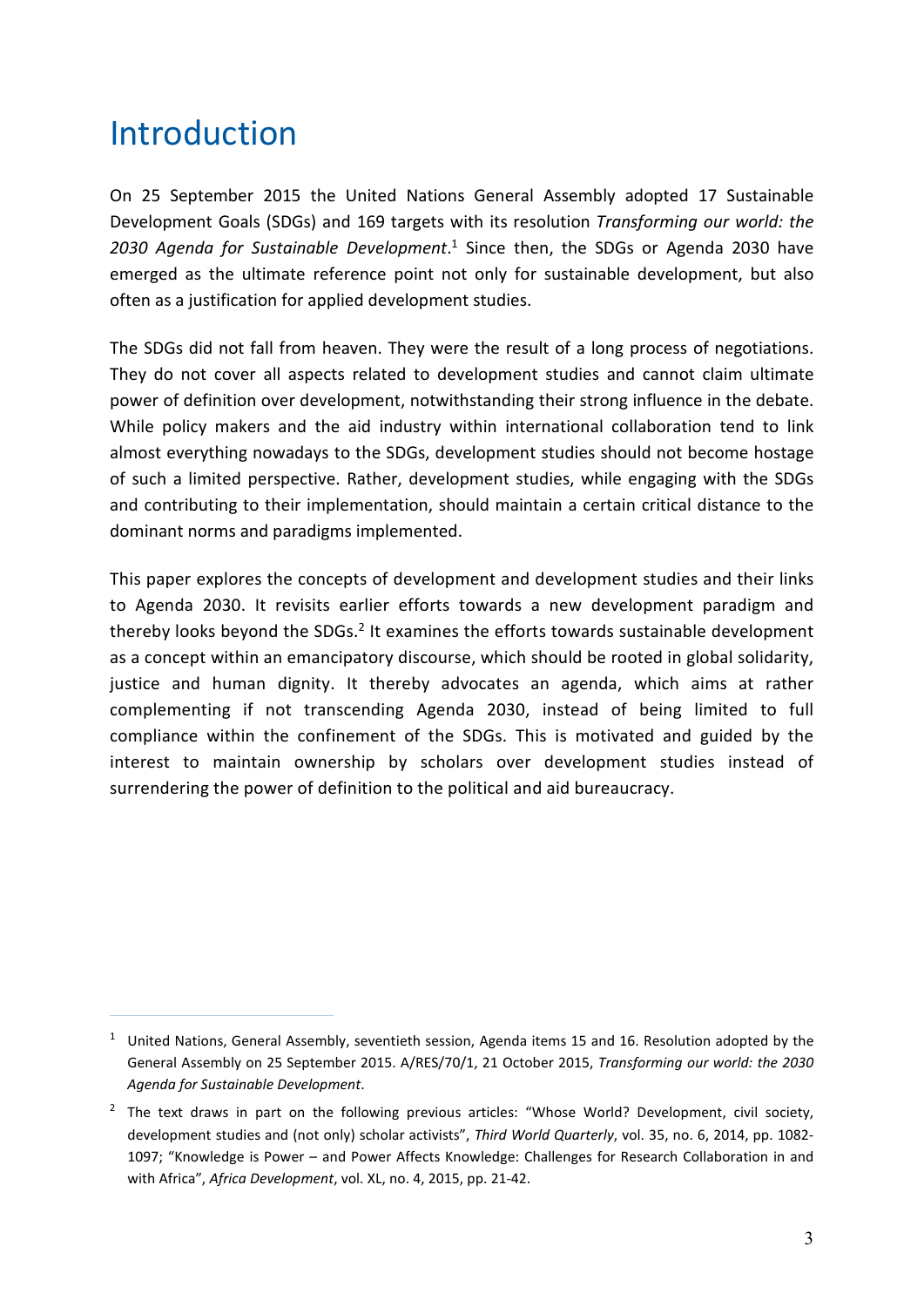# Introduction

On 25 September 2015 the United Nations General Assembly adopted 17 Sustainable Development Goals (SDGs) and 169 targets with its resolution *Transforming our world: the 2030 Agenda for Sustainable Development*.[1] Since then, the SDGs or Agenda 2030 have emerged as the ultimate reference point not only for sustainable development, but also often as a justification for applied development studies.

The SDGs did not fall from heaven. They were the result of a long process of negotiations. They do not cover all aspects related to development studies and cannot claim ultimate power of definition over development, notwithstanding their strong influence in the debate. While policy makers and the aid industry within international collaboration tend to link almost everything nowadays to the SDGs, development studies should not become hostage of such a limited perspective. Rather, development studies, while engaging with the SDGs and contributing to their implementation, should maintain a certain critical distance to the dominant norms and paradigms implemented.

This paper explores the concepts of development and development studies and their links to Agenda 2030. It revisits earlier efforts towards a new development paradigm and thereby looks beyond the SDGs.[2] It examines the efforts towards sustainable development as a concept within an emancipatory discourse, which should be rooted in global solidarity, justice and human dignity. It thereby advocates an agenda, which aims at rather complementing if not transcending Agenda 2030, instead of being limited to full compliance within the confinement of the SDGs. This is motivated and guided by the interest to maintain ownership by scholars over development studies instead of surrendering the power of definition to the political and aid bureaucracy.

---

[1] United Nations, General Assembly, seventieth session, Agenda items 15 and 16. Resolution adopted by the General Assembly on 25 September 2015. A/RES/70/1, 21 October 2015, *Transforming our world: the 2030 Agenda for Sustainable Development*.

[2] The text draws in part on the following previous articles: "Whose World? Development, civil society, development studies and (not only) scholar activists", *Third World Quarterly*, vol. 35, no. 6, 2014, pp. 1082-1097; "Knowledge is Power – and Power Affects Knowledge: Challenges for Research Collaboration in and with Africa", *Africa Development*, vol. XL, no. 4, 2015, pp. 21-42.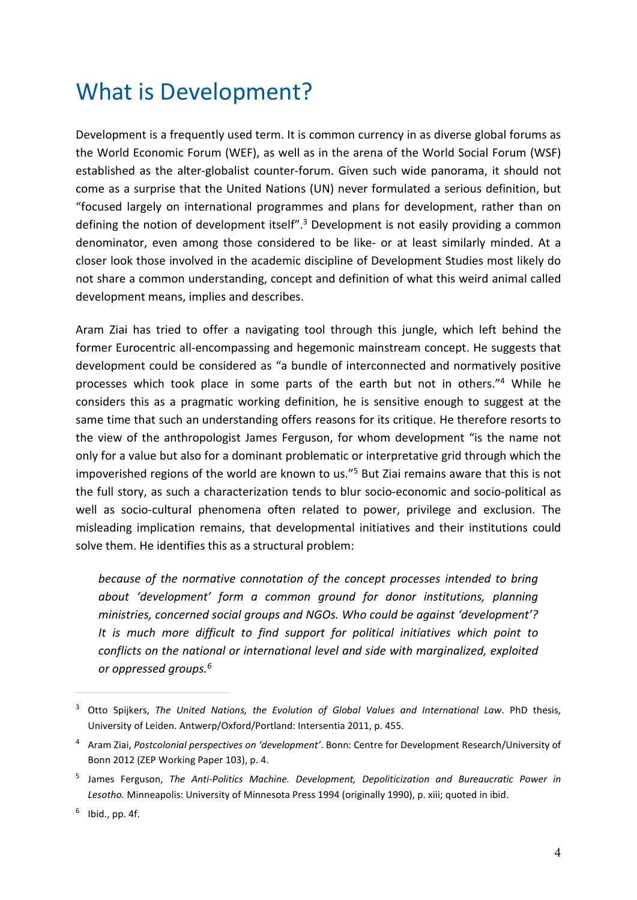# What is Development?

Development is a frequently used term. It is common currency in as diverse global forums as the World Economic Forum (WEF), as well as in the arena of the World Social Forum (WSF) established as the alter-globalist counter-forum. Given such wide panorama, it should not come as a surprise that the United Nations (UN) never formulated a serious definition, but "focused largely on international programmes and plans for development, rather than on defining the notion of development itself".[3] Development is not easily providing a common denominator, even among those considered to be like- or at least similarly minded. At a closer look those involved in the academic discipline of Development Studies most likely do not share a common understanding, concept and definition of what this weird animal called development means, implies and describes.

Aram Ziai has tried to offer a navigating tool through this jungle, which left behind the former Eurocentric all-encompassing and hegemonic mainstream concept. He suggests that development could be considered as "a bundle of interconnected and normatively positive processes which took place in some parts of the earth but not in others."[4] While he considers this as a pragmatic working definition, he is sensitive enough to suggest at the same time that such an understanding offers reasons for its critique. He therefore resorts to the view of the anthropologist James Ferguson, for whom development "is the name not only for a value but also for a dominant problematic or interpretative grid through which the impoverished regions of the world are known to us."[5] But Ziai remains aware that this is not the full story, as such a characterization tends to blur socio-economic and socio-political as well as socio-cultural phenomena often related to power, privilege and exclusion. The misleading implication remains, that developmental initiatives and their institutions could solve them. He identifies this as a structural problem:

> *because of the normative connotation of the concept processes intended to bring about 'development' form a common ground for donor institutions, planning ministries, concerned social groups and NGOs. Who could be against 'development'? It is much more difficult to find support for political initiatives which point to conflicts on the national or international level and side with marginalized, exploited or oppressed groups.*[6]

---

[3] Otto Spijkers, *The United Nations, the Evolution of Global Values and International Law*. PhD thesis, University of Leiden. Antwerp/Oxford/Portland: Intersentia 2011, p. 455.

[4] Aram Ziai, *Postcolonial perspectives on 'development'*. Bonn: Centre for Development Research/University of Bonn 2012 (ZEP Working Paper 103), p. 4.

[5] James Ferguson, *The Anti-Politics Machine. Development, Depoliticization and Bureaucratic Power in Lesotho.* Minneapolis: University of Minnesota Press 1994 (originally 1990), p. xiii; quoted in ibid.

[6] Ibid., pp. 4f.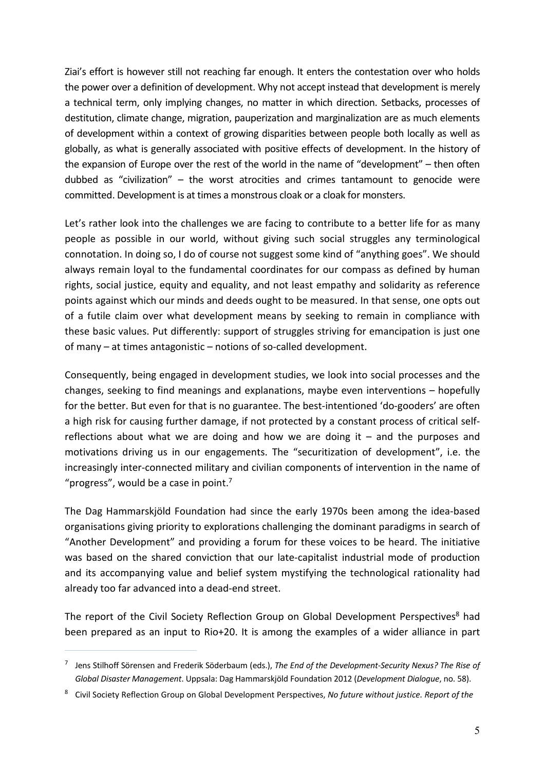Ziai's effort is however still not reaching far enough. It enters the contestation over who holds the power over a definition of development. Why not accept instead that development is merely a technical term, only implying changes, no matter in which direction. Setbacks, processes of destitution, climate change, migration, pauperization and marginalization are as much elements of development within a context of growing disparities between people both locally as well as globally, as what is generally associated with positive effects of development. In the history of the expansion of Europe over the rest of the world in the name of "development" – then often dubbed as "civilization" – the worst atrocities and crimes tantamount to genocide were committed. Development is at times a monstrous cloak or a cloak for monsters.

Let's rather look into the challenges we are facing to contribute to a better life for as many people as possible in our world, without giving such social struggles any terminological connotation. In doing so, I do of course not suggest some kind of "anything goes". We should always remain loyal to the fundamental coordinates for our compass as defined by human rights, social justice, equity and equality, and not least empathy and solidarity as reference points against which our minds and deeds ought to be measured. In that sense, one opts out of a futile claim over what development means by seeking to remain in compliance with these basic values. Put differently: support of struggles striving for emancipation is just one of many – at times antagonistic – notions of so-called development.

Consequently, being engaged in development studies, we look into social processes and the changes, seeking to find meanings and explanations, maybe even interventions – hopefully for the better. But even for that is no guarantee. The best-intentioned 'do-gooders' are often a high risk for causing further damage, if not protected by a constant process of critical self-reflections about what we are doing and how we are doing it – and the purposes and motivations driving us in our engagements. The "securitization of development", i.e. the increasingly inter-connected military and civilian components of intervention in the name of "progress", would be a case in point.[7]

The Dag Hammarskjöld Foundation had since the early 1970s been among the idea-based organisations giving priority to explorations challenging the dominant paradigms in search of "Another Development" and providing a forum for these voices to be heard. The initiative was based on the shared conviction that our late-capitalist industrial mode of production and its accompanying value and belief system mystifying the technological rationality had already too far advanced into a dead-end street.

The report of the Civil Society Reflection Group on Global Development Perspectives[8] had been prepared as an input to Rio+20. It is among the examples of a wider alliance in part

---

[7] Jens Stilhoff Sörensen and Frederik Söderbaum (eds.), *The End of the Development-Security Nexus? The Rise of Global Disaster Management*. Uppsala: Dag Hammarskjöld Foundation 2012 (*Development Dialogue*, no. 58).

[8] Civil Society Reflection Group on Global Development Perspectives, *No future without justice. Report of the*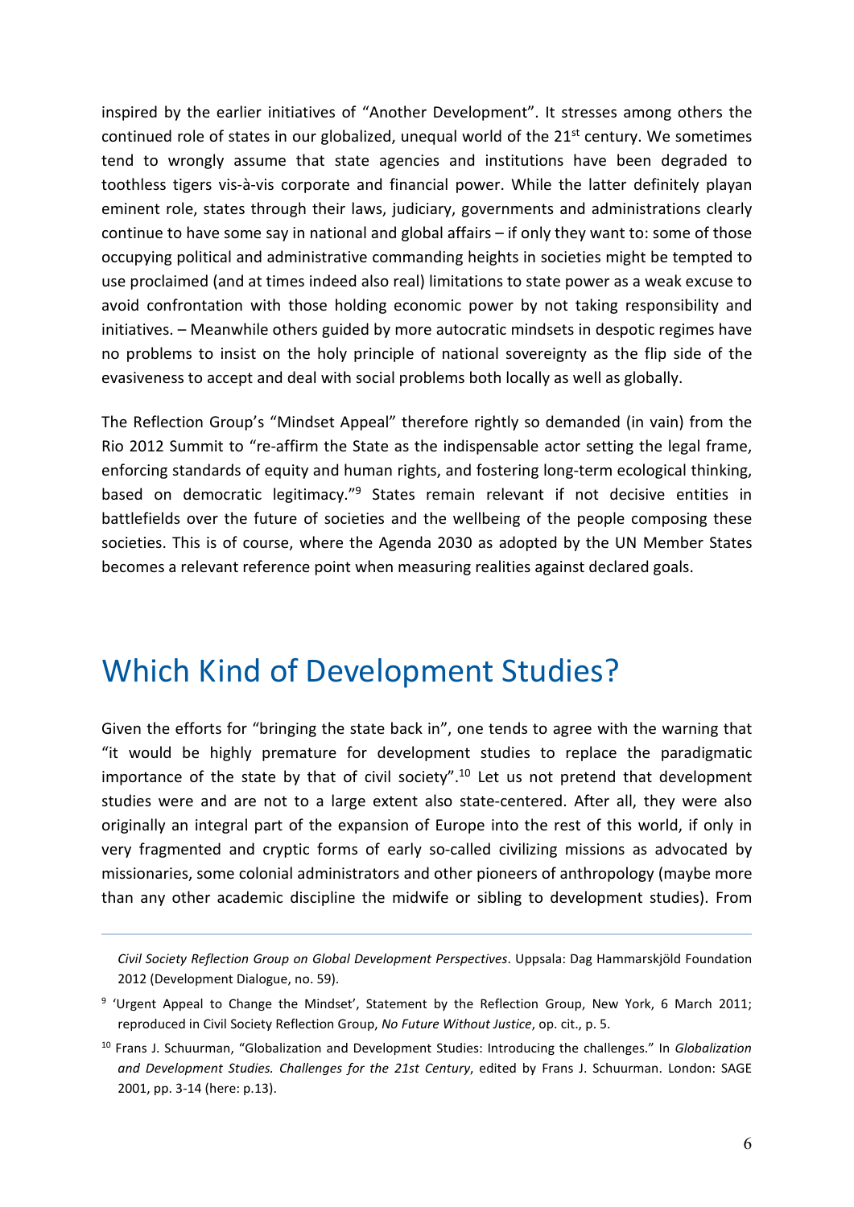inspired by the earlier initiatives of "Another Development". It stresses among others the continued role of states in our globalized, unequal world of the 21st century. We sometimes tend to wrongly assume that state agencies and institutions have been degraded to toothless tigers vis-à-vis corporate and financial power. While the latter definitely playan eminent role, states through their laws, judiciary, governments and administrations clearly continue to have some say in national and global affairs – if only they want to: some of those occupying political and administrative commanding heights in societies might be tempted to use proclaimed (and at times indeed also real) limitations to state power as a weak excuse to avoid confrontation with those holding economic power by not taking responsibility and initiatives. – Meanwhile others guided by more autocratic mindsets in despotic regimes have no problems to insist on the holy principle of national sovereignty as the flip side of the evasiveness to accept and deal with social problems both locally as well as globally.

The Reflection Group's "Mindset Appeal" therefore rightly so demanded (in vain) from the Rio 2012 Summit to "re-affirm the State as the indispensable actor setting the legal frame, enforcing standards of equity and human rights, and fostering long-term ecological thinking, based on democratic legitimacy."[9] States remain relevant if not decisive entities in battlefields over the future of societies and the wellbeing of the people composing these societies. This is of course, where the Agenda 2030 as adopted by the UN Member States becomes a relevant reference point when measuring realities against declared goals.

## Which Kind of Development Studies?

Given the efforts for "bringing the state back in", one tends to agree with the warning that "it would be highly premature for development studies to replace the paradigmatic importance of the state by that of civil society".[10] Let us not pretend that development studies were and are not to a large extent also state-centered. After all, they were also originally an integral part of the expansion of Europe into the rest of this world, if only in very fragmented and cryptic forms of early so-called civilizing missions as advocated by missionaries, some colonial administrators and other pioneers of anthropology (maybe more than any other academic discipline the midwife or sibling to development studies). From

---

*Civil Society Reflection Group on Global Development Perspectives*. Uppsala: Dag Hammarskjöld Foundation 2012 (Development Dialogue, no. 59).

[9] 'Urgent Appeal to Change the Mindset', Statement by the Reflection Group, New York, 6 March 2011; reproduced in Civil Society Reflection Group, *No Future Without Justice*, op. cit., p. 5.

[10] Frans J. Schuurman, "Globalization and Development Studies: Introducing the challenges." In *Globalization and Development Studies. Challenges for the 21st Century*, edited by Frans J. Schuurman. London: SAGE 2001, pp. 3-14 (here: p.13).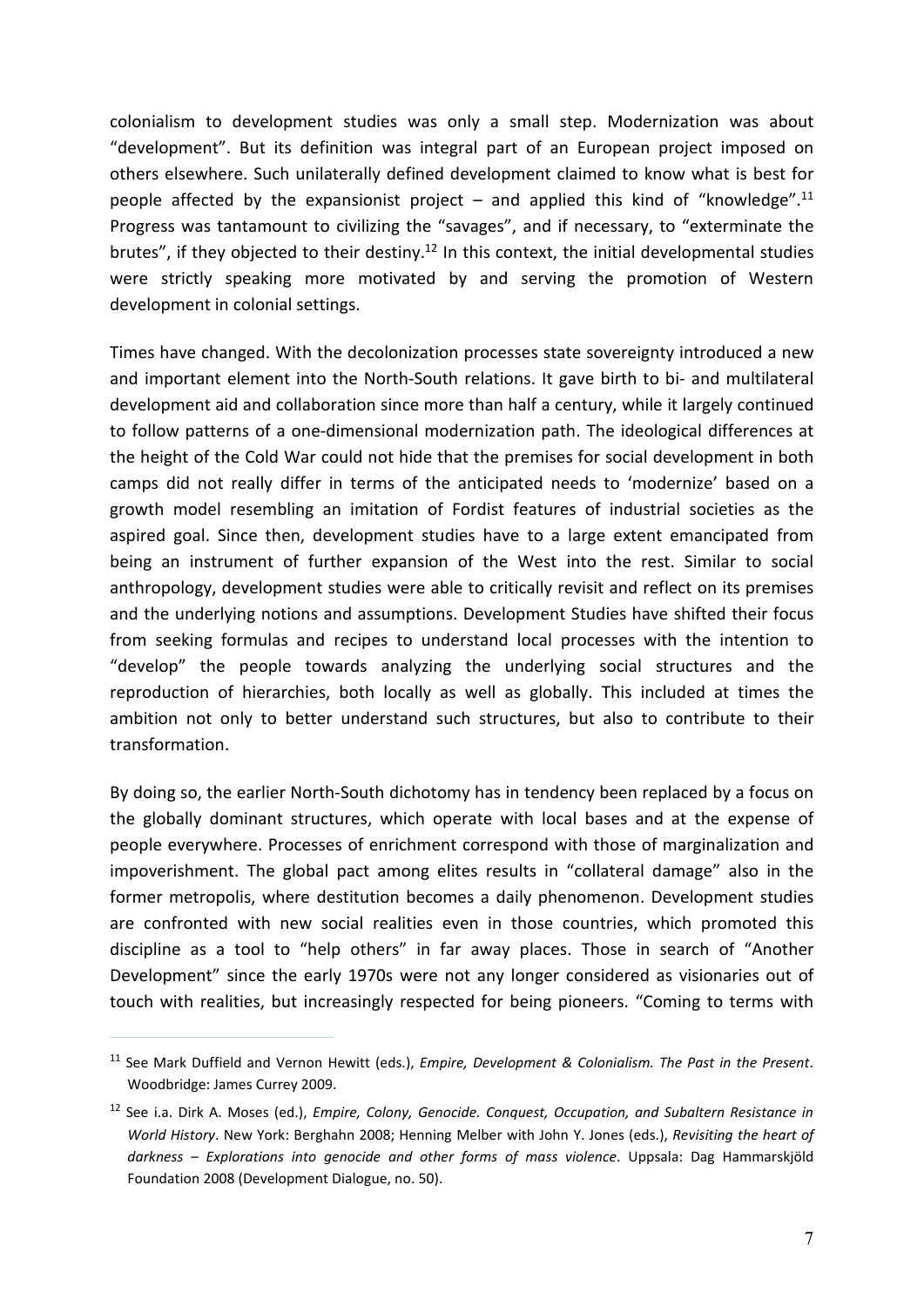colonialism to development studies was only a small step. Modernization was about "development". But its definition was integral part of an European project imposed on others elsewhere. Such unilaterally defined development claimed to know what is best for people affected by the expansionist project – and applied this kind of "knowledge".[11] Progress was tantamount to civilizing the "savages", and if necessary, to "exterminate the brutes", if they objected to their destiny.[12] In this context, the initial developmental studies were strictly speaking more motivated by and serving the promotion of Western development in colonial settings.

Times have changed. With the decolonization processes state sovereignty introduced a new and important element into the North-South relations. It gave birth to bi- and multilateral development aid and collaboration since more than half a century, while it largely continued to follow patterns of a one-dimensional modernization path. The ideological differences at the height of the Cold War could not hide that the premises for social development in both camps did not really differ in terms of the anticipated needs to 'modernize' based on a growth model resembling an imitation of Fordist features of industrial societies as the aspired goal. Since then, development studies have to a large extent emancipated from being an instrument of further expansion of the West into the rest. Similar to social anthropology, development studies were able to critically revisit and reflect on its premises and the underlying notions and assumptions. Development Studies have shifted their focus from seeking formulas and recipes to understand local processes with the intention to "develop" the people towards analyzing the underlying social structures and the reproduction of hierarchies, both locally as well as globally. This included at times the ambition not only to better understand such structures, but also to contribute to their transformation.

By doing so, the earlier North-South dichotomy has in tendency been replaced by a focus on the globally dominant structures, which operate with local bases and at the expense of people everywhere. Processes of enrichment correspond with those of marginalization and impoverishment. The global pact among elites results in "collateral damage" also in the former metropolis, where destitution becomes a daily phenomenon. Development studies are confronted with new social realities even in those countries, which promoted this discipline as a tool to "help others" in far away places. Those in search of "Another Development" since the early 1970s were not any longer considered as visionaries out of touch with realities, but increasingly respected for being pioneers. "Coming to terms with

---

[11] See Mark Duffield and Vernon Hewitt (eds.), *Empire, Development & Colonialism. The Past in the Present*. Woodbridge: James Currey 2009.

[12] See i.a. Dirk A. Moses (ed.), *Empire, Colony, Genocide. Conquest, Occupation, and Subaltern Resistance in World History*. New York: Berghahn 2008; Henning Melber with John Y. Jones (eds.), *Revisiting the heart of darkness – Explorations into genocide and other forms of mass violence*. Uppsala: Dag Hammarskjöld Foundation 2008 (Development Dialogue, no. 50).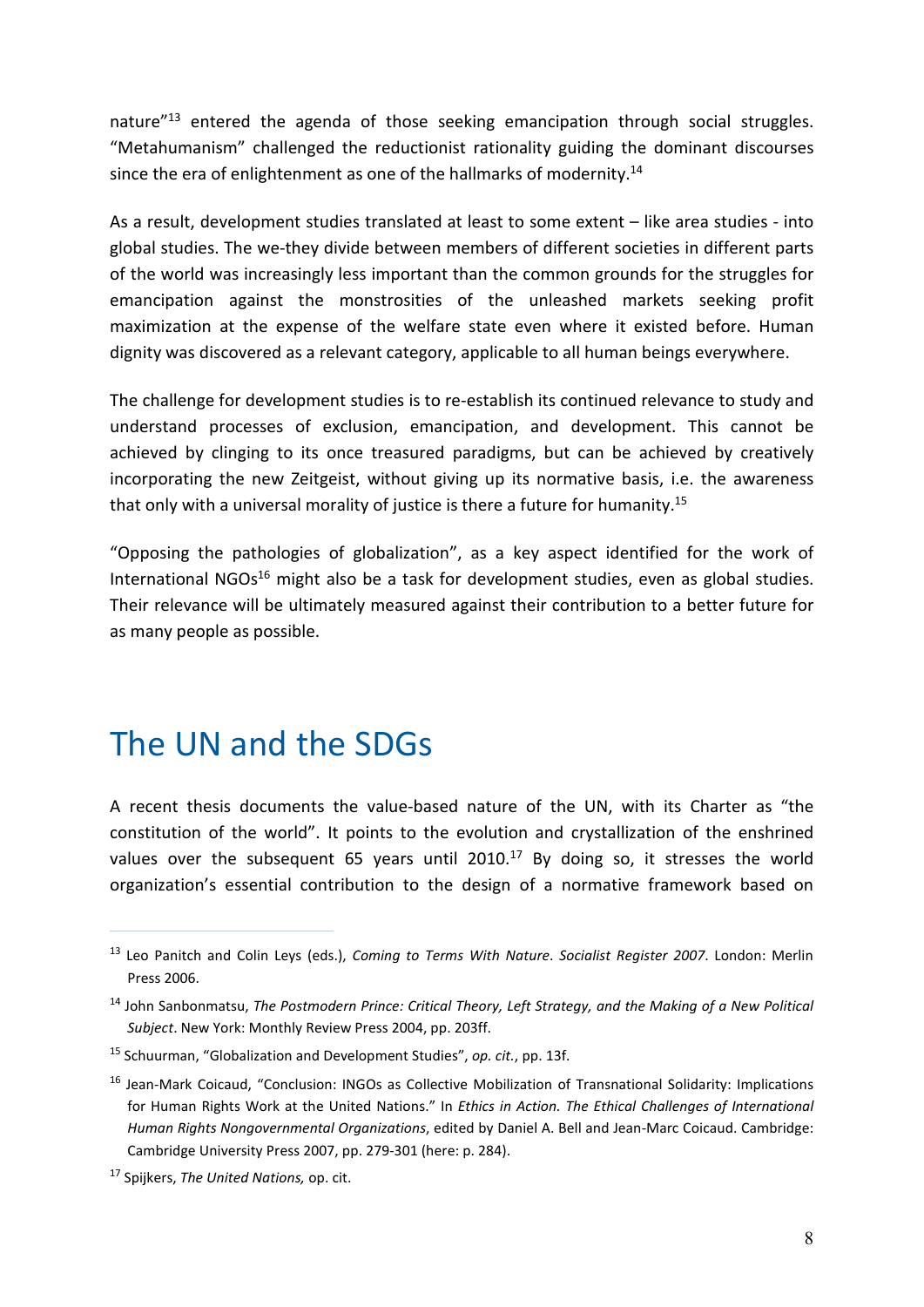nature"[13] entered the agenda of those seeking emancipation through social struggles. "Metahumanism" challenged the reductionist rationality guiding the dominant discourses since the era of enlightenment as one of the hallmarks of modernity.[14]

As a result, development studies translated at least to some extent – like area studies - into global studies. The we-they divide between members of different societies in different parts of the world was increasingly less important than the common grounds for the struggles for emancipation against the monstrosities of the unleashed markets seeking profit maximization at the expense of the welfare state even where it existed before. Human dignity was discovered as a relevant category, applicable to all human beings everywhere.

The challenge for development studies is to re-establish its continued relevance to study and understand processes of exclusion, emancipation, and development. This cannot be achieved by clinging to its once treasured paradigms, but can be achieved by creatively incorporating the new Zeitgeist, without giving up its normative basis, i.e. the awareness that only with a universal morality of justice is there a future for humanity.[15]

"Opposing the pathologies of globalization", as a key aspect identified for the work of International NGOs[16] might also be a task for development studies, even as global studies. Their relevance will be ultimately measured against their contribution to a better future for as many people as possible.

## The UN and the SDGs

A recent thesis documents the value-based nature of the UN, with its Charter as "the constitution of the world". It points to the evolution and crystallization of the enshrined values over the subsequent 65 years until 2010.[17] By doing so, it stresses the world organization's essential contribution to the design of a normative framework based on

---

[13] Leo Panitch and Colin Leys (eds.), *Coming to Terms With Nature*. *Socialist Register 2007*. London: Merlin Press 2006.

[14] John Sanbonmatsu, *The Postmodern Prince: Critical Theory, Left Strategy, and the Making of a New Political Subject*. New York: Monthly Review Press 2004, pp. 203ff.

[15] Schuurman, "Globalization and Development Studies", *op. cit.*, pp. 13f.

[16] Jean-Mark Coicaud, "Conclusion: INGOs as Collective Mobilization of Transnational Solidarity: Implications for Human Rights Work at the United Nations." In *Ethics in Action. The Ethical Challenges of International Human Rights Nongovernmental Organizations*, edited by Daniel A. Bell and Jean-Marc Coicaud. Cambridge: Cambridge University Press 2007, pp. 279-301 (here: p. 284).

[17] Spijkers, *The United Nations,* op. cit.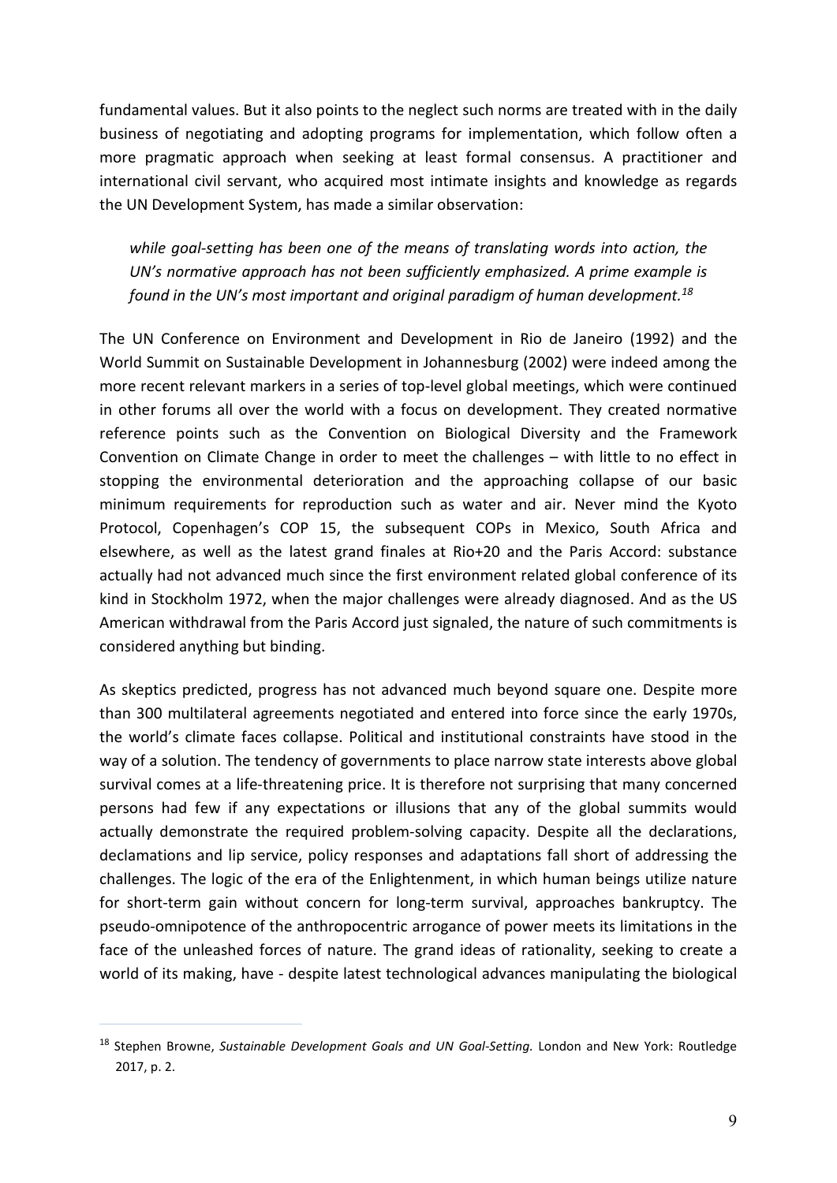fundamental values. But it also points to the neglect such norms are treated with in the daily business of negotiating and adopting programs for implementation, which follow often a more pragmatic approach when seeking at least formal consensus. A practitioner and international civil servant, who acquired most intimate insights and knowledge as regards the UN Development System, has made a similar observation:

> *while goal-setting has been one of the means of translating words into action, the UN's normative approach has not been sufficiently emphasized. A prime example is found in the UN's most important and original paradigm of human development.*[18]

The UN Conference on Environment and Development in Rio de Janeiro (1992) and the World Summit on Sustainable Development in Johannesburg (2002) were indeed among the more recent relevant markers in a series of top-level global meetings, which were continued in other forums all over the world with a focus on development. They created normative reference points such as the Convention on Biological Diversity and the Framework Convention on Climate Change in order to meet the challenges – with little to no effect in stopping the environmental deterioration and the approaching collapse of our basic minimum requirements for reproduction such as water and air. Never mind the Kyoto Protocol, Copenhagen's COP 15, the subsequent COPs in Mexico, South Africa and elsewhere, as well as the latest grand finales at Rio+20 and the Paris Accord: substance actually had not advanced much since the first environment related global conference of its kind in Stockholm 1972, when the major challenges were already diagnosed. And as the US American withdrawal from the Paris Accord just signaled, the nature of such commitments is considered anything but binding.

As skeptics predicted, progress has not advanced much beyond square one. Despite more than 300 multilateral agreements negotiated and entered into force since the early 1970s, the world's climate faces collapse. Political and institutional constraints have stood in the way of a solution. The tendency of governments to place narrow state interests above global survival comes at a life-threatening price. It is therefore not surprising that many concerned persons had few if any expectations or illusions that any of the global summits would actually demonstrate the required problem-solving capacity. Despite all the declarations, declamations and lip service, policy responses and adaptations fall short of addressing the challenges. The logic of the era of the Enlightenment, in which human beings utilize nature for short-term gain without concern for long-term survival, approaches bankruptcy. The pseudo-omnipotence of the anthropocentric arrogance of power meets its limitations in the face of the unleashed forces of nature. The grand ideas of rationality, seeking to create a world of its making, have - despite latest technological advances manipulating the biological

---

[18] Stephen Browne, *Sustainable Development Goals and UN Goal-Setting.* London and New York: Routledge 2017, p. 2.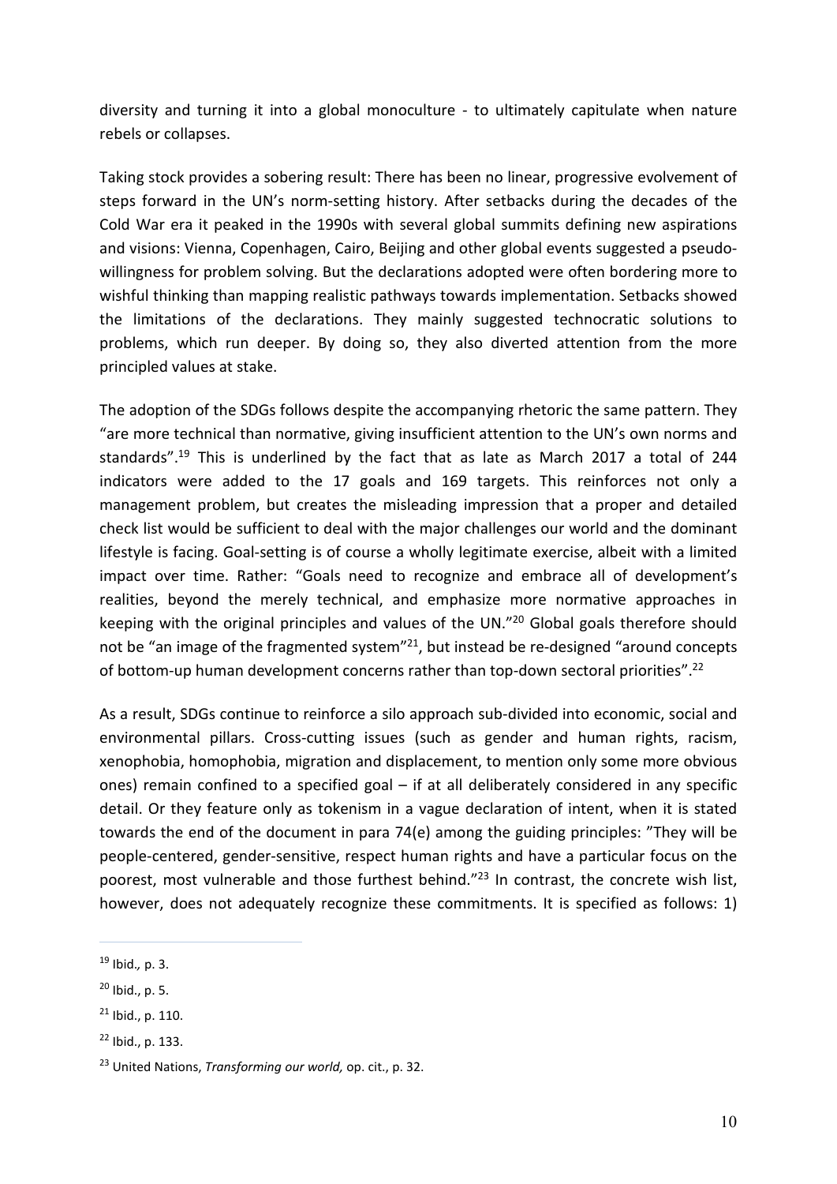diversity and turning it into a global monoculture - to ultimately capitulate when nature rebels or collapses.

Taking stock provides a sobering result: There has been no linear, progressive evolvement of steps forward in the UN's norm-setting history. After setbacks during the decades of the Cold War era it peaked in the 1990s with several global summits defining new aspirations and visions: Vienna, Copenhagen, Cairo, Beijing and other global events suggested a pseudo-willingness for problem solving. But the declarations adopted were often bordering more to wishful thinking than mapping realistic pathways towards implementation. Setbacks showed the limitations of the declarations. They mainly suggested technocratic solutions to problems, which run deeper. By doing so, they also diverted attention from the more principled values at stake.

The adoption of the SDGs follows despite the accompanying rhetoric the same pattern. They "are more technical than normative, giving insufficient attention to the UN's own norms and standards".[19] This is underlined by the fact that as late as March 2017 a total of 244 indicators were added to the 17 goals and 169 targets. This reinforces not only a management problem, but creates the misleading impression that a proper and detailed check list would be sufficient to deal with the major challenges our world and the dominant lifestyle is facing. Goal-setting is of course a wholly legitimate exercise, albeit with a limited impact over time. Rather: "Goals need to recognize and embrace all of development's realities, beyond the merely technical, and emphasize more normative approaches in keeping with the original principles and values of the UN."[20] Global goals therefore should not be "an image of the fragmented system"[21], but instead be re-designed "around concepts of bottom-up human development concerns rather than top-down sectoral priorities".[22]

As a result, SDGs continue to reinforce a silo approach sub-divided into economic, social and environmental pillars. Cross-cutting issues (such as gender and human rights, racism, xenophobia, homophobia, migration and displacement, to mention only some more obvious ones) remain confined to a specified goal – if at all deliberately considered in any specific detail. Or they feature only as tokenism in a vague declaration of intent, when it is stated towards the end of the document in para 74(e) among the guiding principles: "They will be people-centered, gender-sensitive, respect human rights and have a particular focus on the poorest, most vulnerable and those furthest behind."[23] In contrast, the concrete wish list, however, does not adequately recognize these commitments. It is specified as follows: 1)

---

[19] Ibid., p. 3.

[20] Ibid., p. 5.

[21] Ibid., p. 110.

[22] Ibid., p. 133.

[23] United Nations, *Transforming our world,* op. cit., p. 32.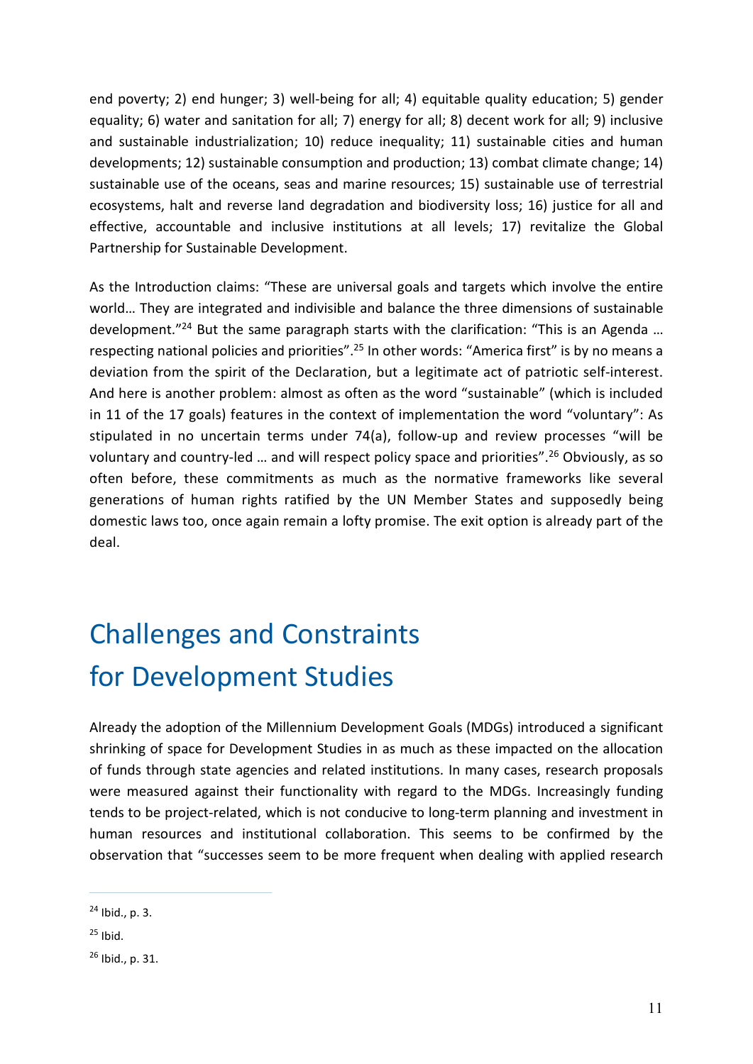end poverty; 2) end hunger; 3) well-being for all; 4) equitable quality education; 5) gender equality; 6) water and sanitation for all; 7) energy for all; 8) decent work for all; 9) inclusive and sustainable industrialization; 10) reduce inequality; 11) sustainable cities and human developments; 12) sustainable consumption and production; 13) combat climate change; 14) sustainable use of the oceans, seas and marine resources; 15) sustainable use of terrestrial ecosystems, halt and reverse land degradation and biodiversity loss; 16) justice for all and effective, accountable and inclusive institutions at all levels; 17) revitalize the Global Partnership for Sustainable Development.

As the Introduction claims: "These are universal goals and targets which involve the entire world… They are integrated and indivisible and balance the three dimensions of sustainable development."[24] But the same paragraph starts with the clarification: "This is an Agenda … respecting national policies and priorities".[25] In other words: "America first" is by no means a deviation from the spirit of the Declaration, but a legitimate act of patriotic self-interest. And here is another problem: almost as often as the word "sustainable" (which is included in 11 of the 17 goals) features in the context of implementation the word "voluntary": As stipulated in no uncertain terms under 74(a), follow-up and review processes "will be voluntary and country-led … and will respect policy space and priorities".[26] Obviously, as so often before, these commitments as much as the normative frameworks like several generations of human rights ratified by the UN Member States and supposedly being domestic laws too, once again remain a lofty promise. The exit option is already part of the deal.

## Challenges and Constraints for Development Studies

Already the adoption of the Millennium Development Goals (MDGs) introduced a significant shrinking of space for Development Studies in as much as these impacted on the allocation of funds through state agencies and related institutions. In many cases, research proposals were measured against their functionality with regard to the MDGs. Increasingly funding tends to be project-related, which is not conducive to long-term planning and investment in human resources and institutional collaboration. This seems to be confirmed by the observation that "successes seem to be more frequent when dealing with applied research

---

[24] Ibid., p. 3.

[25] Ibid.

[26] Ibid., p. 31.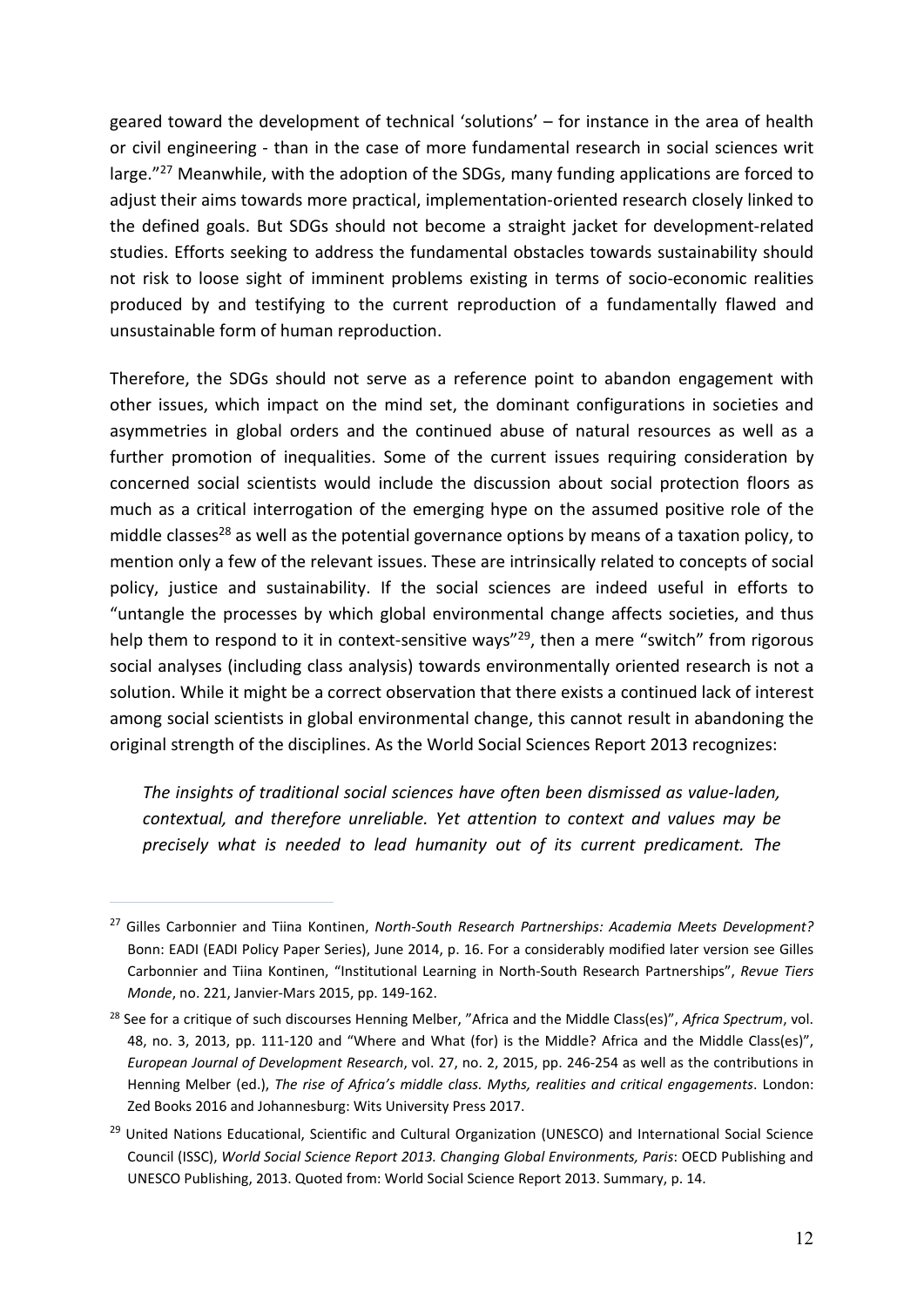geared toward the development of technical 'solutions' – for instance in the area of health or civil engineering - than in the case of more fundamental research in social sciences writ large."[27] Meanwhile, with the adoption of the SDGs, many funding applications are forced to adjust their aims towards more practical, implementation-oriented research closely linked to the defined goals. But SDGs should not become a straight jacket for development-related studies. Efforts seeking to address the fundamental obstacles towards sustainability should not risk to loose sight of imminent problems existing in terms of socio-economic realities produced by and testifying to the current reproduction of a fundamentally flawed and unsustainable form of human reproduction.

Therefore, the SDGs should not serve as a reference point to abandon engagement with other issues, which impact on the mind set, the dominant configurations in societies and asymmetries in global orders and the continued abuse of natural resources as well as a further promotion of inequalities. Some of the current issues requiring consideration by concerned social scientists would include the discussion about social protection floors as much as a critical interrogation of the emerging hype on the assumed positive role of the middle classes[28] as well as the potential governance options by means of a taxation policy, to mention only a few of the relevant issues. These are intrinsically related to concepts of social policy, justice and sustainability. If the social sciences are indeed useful in efforts to "untangle the processes by which global environmental change affects societies, and thus help them to respond to it in context-sensitive ways"[29], then a mere "switch" from rigorous social analyses (including class analysis) towards environmentally oriented research is not a solution. While it might be a correct observation that there exists a continued lack of interest among social scientists in global environmental change, this cannot result in abandoning the original strength of the disciplines. As the World Social Sciences Report 2013 recognizes:

> *The insights of traditional social sciences have often been dismissed as value-laden, contextual, and therefore unreliable. Yet attention to context and values may be precisely what is needed to lead humanity out of its current predicament. The*

---

[27] Gilles Carbonnier and Tiina Kontinen, *North-South Research Partnerships: Academia Meets Development?* Bonn: EADI (EADI Policy Paper Series), June 2014, p. 16. For a considerably modified later version see Gilles Carbonnier and Tiina Kontinen, "Institutional Learning in North-South Research Partnerships", *Revue Tiers Monde*, no. 221, Janvier-Mars 2015, pp. 149-162.

[28] See for a critique of such discourses Henning Melber, "Africa and the Middle Class(es)", *Africa Spectrum*, vol. 48, no. 3, 2013, pp. 111-120 and "Where and What (for) is the Middle? Africa and the Middle Class(es)", *European Journal of Development Research*, vol. 27, no. 2, 2015, pp. 246-254 as well as the contributions in Henning Melber (ed.), *The rise of Africa's middle class. Myths, realities and critical engagements*. London: Zed Books 2016 and Johannesburg: Wits University Press 2017.

[29] United Nations Educational, Scientific and Cultural Organization (UNESCO) and International Social Science Council (ISSC), *World Social Science Report 2013. Changing Global Environments, Paris*: OECD Publishing and UNESCO Publishing, 2013. Quoted from: World Social Science Report 2013. Summary, p. 14.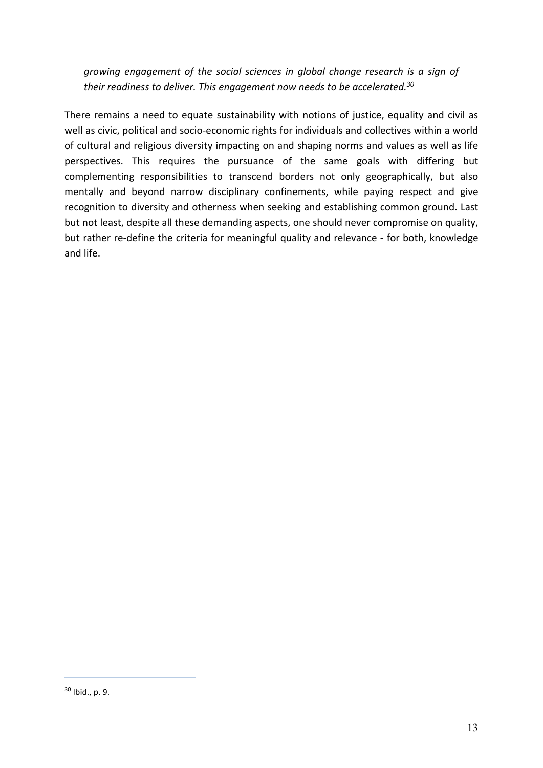*growing engagement of the social sciences in global change research is a sign of their readiness to deliver. This engagement now needs to be accelerated.*[30]

There remains a need to equate sustainability with notions of justice, equality and civil as well as civic, political and socio-economic rights for individuals and collectives within a world of cultural and religious diversity impacting on and shaping norms and values as well as life perspectives. This requires the pursuance of the same goals with differing but complementing responsibilities to transcend borders not only geographically, but also mentally and beyond narrow disciplinary confinements, while paying respect and give recognition to diversity and otherness when seeking and establishing common ground. Last but not least, despite all these demanding aspects, one should never compromise on quality, but rather re-define the criteria for meaningful quality and relevance - for both, knowledge and life.

---

[30] Ibid., p. 9.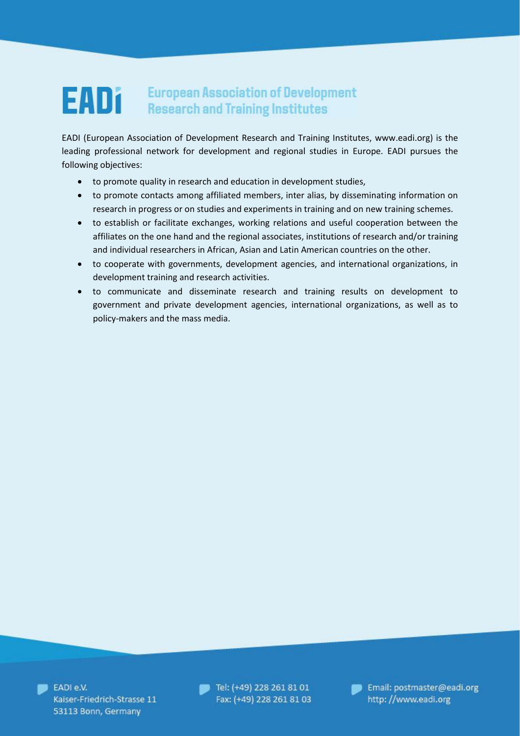# EADI European Association of Development Research and Training Institutes

EADI (European Association of Development Research and Training Institutes, www.eadi.org) is the leading professional network for development and regional studies in Europe. EADI pursues the following objectives:

- to promote quality in research and education in development studies,
- to promote contacts among affiliated members, inter alias, by disseminating information on research in progress or on studies and experiments in training and on new training schemes.
- to establish or facilitate exchanges, working relations and useful cooperation between the affiliates on the one hand and the regional associates, institutions of research and/or training and individual researchers in African, Asian and Latin American countries on the other.
- to cooperate with governments, development agencies, and international organizations, in development training and research activities.
- to communicate and disseminate research and training results on development to government and private development agencies, international organizations, as well as to policy-makers and the mass media.

EADI e.V.
Kaiser-Friedrich-Strasse 11
53113 Bonn, Germany

Tel: (+49) 228 261 81 01
Fax: (+49) 228 261 81 03

Email: postmaster@eadi.org
http: //www.eadi.org